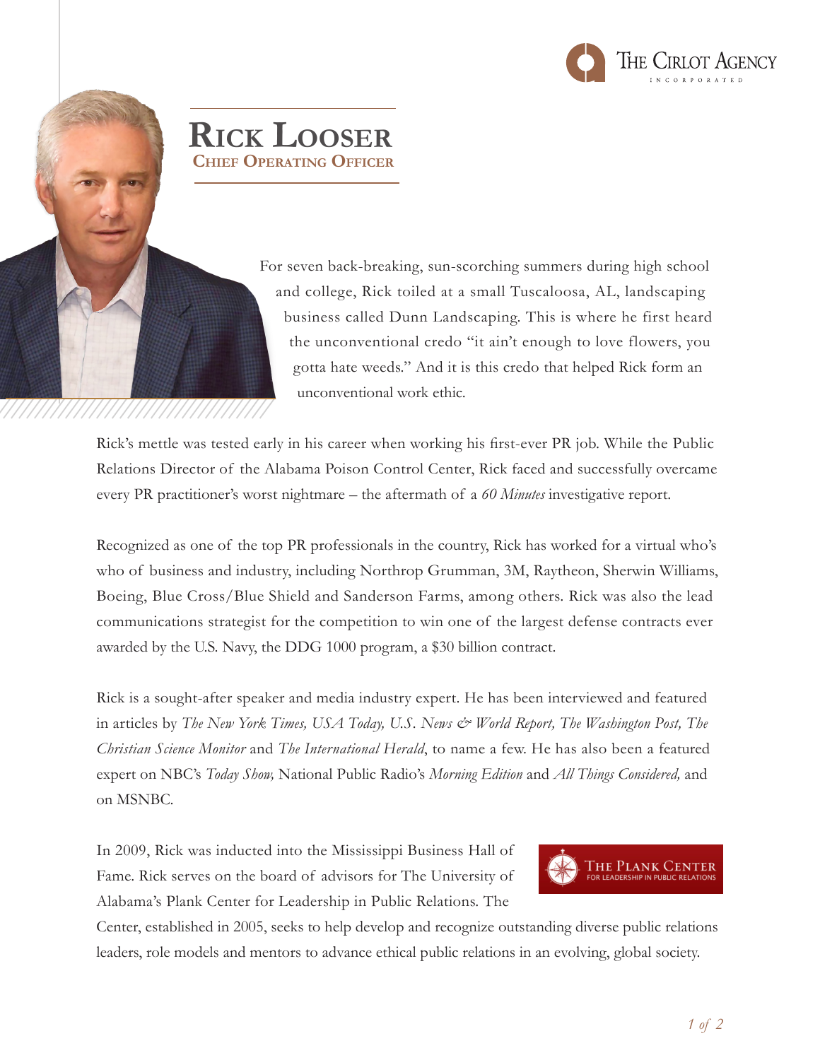# Rick Looser

## Chief Operating Officer

For seven back-breaking, sun-scorching summers during high school and college, Rick toiled at a small Tuscaloosa, AL, landscaping business called Dunn Landscaping. This is where he first heard the unconventional credo "it ain't enough to love flowers, you gotta hate weeds." And it is this credo that helped Rick form an unconventional work ethic.

Rick's mettle was tested early in his career when working his first-ever PR job. While the Public Relations Director of the Alabama Poison Control Center, Rick faced and successfully overcame every PR practitioner's worst nightmare – the aftermath of a *60 Minutes* investigative report.

Recognized as one of the top PR professionals in the country, Rick has worked for a virtual who's who of business and industry, including Northrop Grumman, 3M, Raytheon, Sherwin Williams, Boeing, Blue Cross/Blue Shield and Sanderson Farms, among others. Rick was also the lead communications strategist for the competition to win one of the largest defense contracts ever awarded by the U.S. Navy, the DDG 1000 program, a $30 billion contract.

Rick is a sought-after speaker and media industry expert. He has been interviewed and featured in articles by *The New York Times, USA Today, U.S. News & World Report, The Washington Post, The Christian Science Monitor* and *The International Herald*, to name a few. He has also been a featured expert on NBC's *Today Show,* National Public Radio's *Morning Edition* and *All Things Considered,* and on MSNBC.

In 2009, Rick was inducted into the Mississippi Business Hall of Fame. Rick serves on the board of advisors for The University of Alabama's Plank Center for Leadership in Public Relations. The Center, established in 2005, seeks to help develop and recognize outstanding diverse public relations leaders, role models and mentors to advance ethical public relations in an evolving, global society.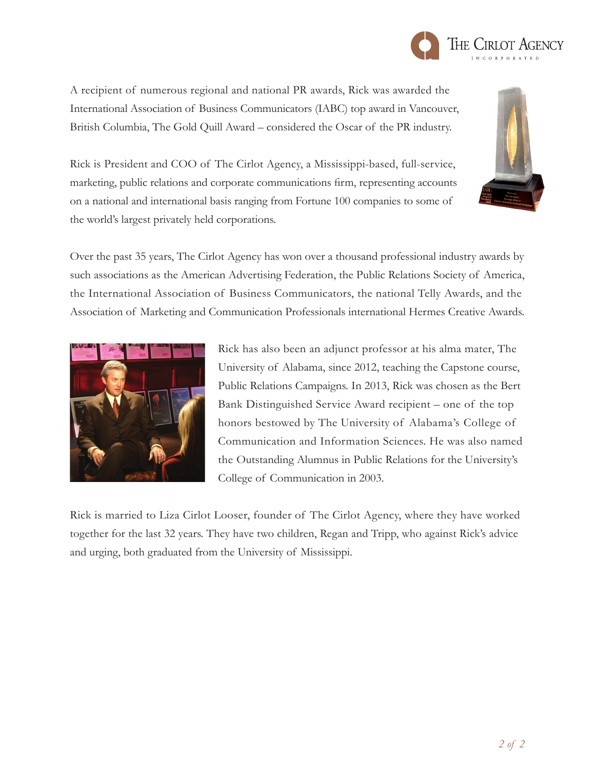A recipient of numerous regional and national PR awards, Rick was awarded the International Association of Business Communicators (IABC) top award in Vancouver, British Columbia, The Gold Quill Award – considered the Oscar of the PR industry.

Rick is President and COO of The Cirlot Agency, a Mississippi-based, full-service, marketing, public relations and corporate communications firm, representing accounts on a national and international basis ranging from Fortune 100 companies to some of the world's largest privately held corporations.

Over the past 35 years, The Cirlot Agency has won over a thousand professional industry awards by such associations as the American Advertising Federation, the Public Relations Society of America, the International Association of Business Communicators, the national Telly Awards, and the Association of Marketing and Communication Professionals international Hermes Creative Awards.

Rick has also been an adjunct professor at his alma mater, The University of Alabama, since 2012, teaching the Capstone course, Public Relations Campaigns. In 2013, Rick was chosen as the Bert Bank Distinguished Service Award recipient – one of the top honors bestowed by The University of Alabama's College of Communication and Information Sciences. He was also named the Outstanding Alumnus in Public Relations for the University's College of Communication in 2003.

Rick is married to Liza Cirlot Looser, founder of The Cirlot Agency, where they have worked together for the last 32 years. They have two children, Regan and Tripp, who against Rick's advice and urging, both graduated from the University of Mississippi.